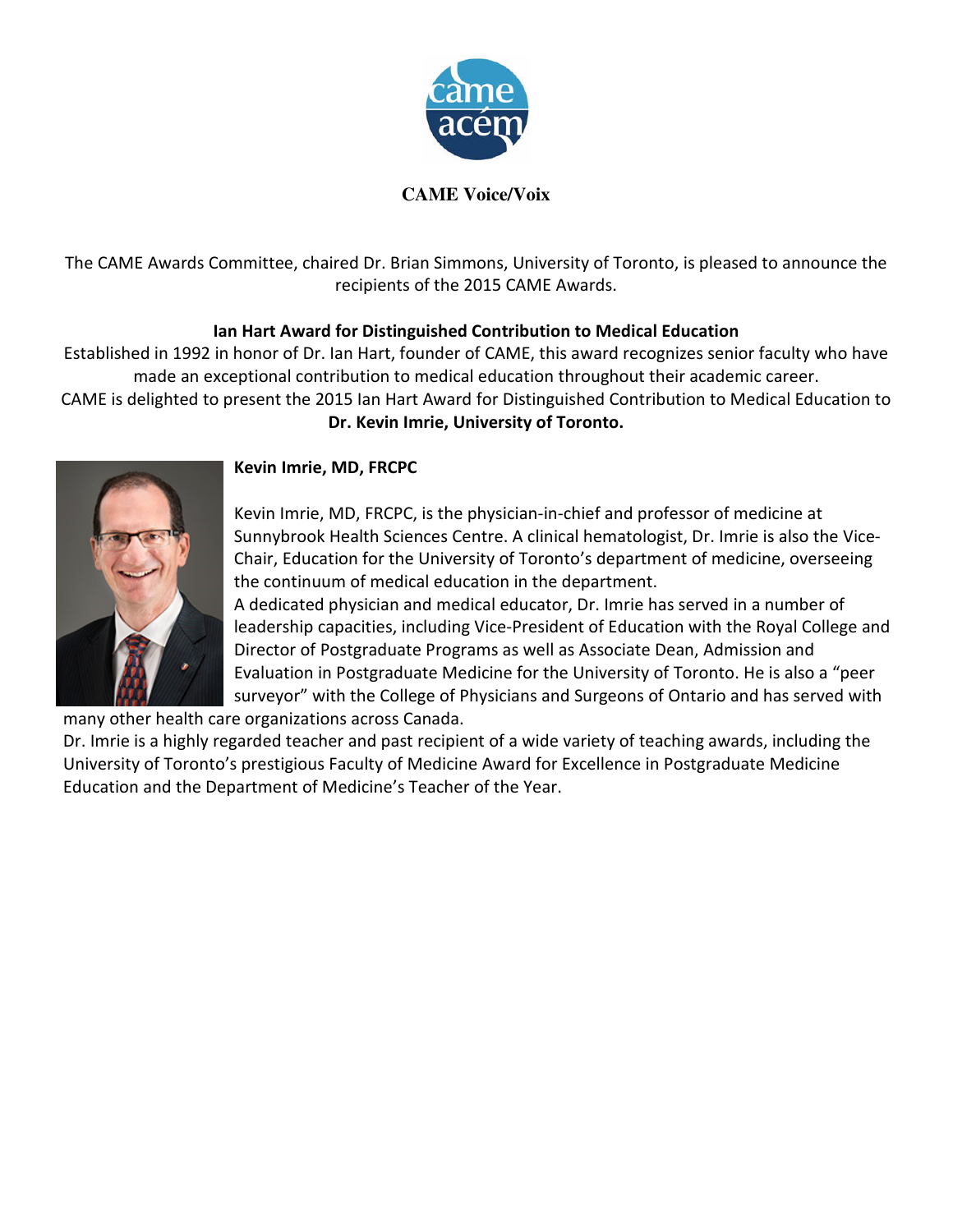**CAME Voice/Voix**

The CAME Awards Committee, chaired Dr. Brian Simmons, University of Toronto, is pleased to announce the recipients of the 2015 CAME Awards.

## Ian Hart Award for Distinguished Contribution to Medical Education

Established in 1992 in honor of Dr. Ian Hart, founder of CAME, this award recognizes senior faculty who have made an exceptional contribution to medical education throughout their academic career.

CAME is delighted to present the 2015 Ian Hart Award for Distinguished Contribution to Medical Education to **Dr. Kevin Imrie, University of Toronto.**

### Kevin Imrie, MD, FRCPC

Kevin Imrie, MD, FRCPC, is the physician-in-chief and professor of medicine at Sunnybrook Health Sciences Centre. A clinical hematologist, Dr. Imrie is also the Vice-Chair, Education for the University of Toronto's department of medicine, overseeing the continuum of medical education in the department.

A dedicated physician and medical educator, Dr. Imrie has served in a number of leadership capacities, including Vice-President of Education with the Royal College and Director of Postgraduate Programs as well as Associate Dean, Admission and Evaluation in Postgraduate Medicine for the University of Toronto. He is also a "peer surveyor" with the College of Physicians and Surgeons of Ontario and has served with many other health care organizations across Canada.

Dr. Imrie is a highly regarded teacher and past recipient of a wide variety of teaching awards, including the University of Toronto's prestigious Faculty of Medicine Award for Excellence in Postgraduate Medicine Education and the Department of Medicine's Teacher of the Year.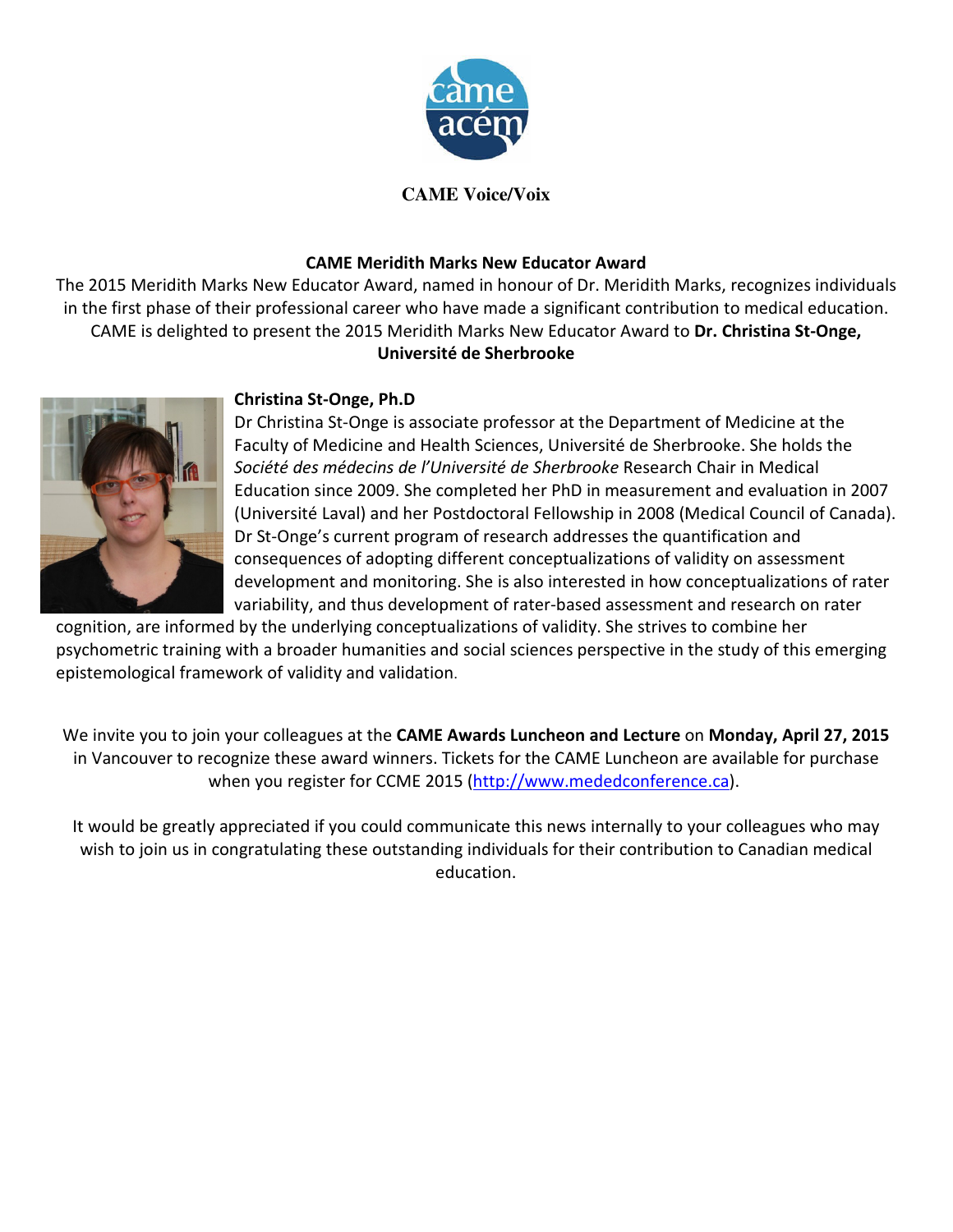**CAME Voice/Voix**

### CAME Meridith Marks New Educator Award

The 2015 Meridith Marks New Educator Award, named in honour of Dr. Meridith Marks, recognizes individuals in the first phase of their professional career who have made a significant contribution to medical education. CAME is delighted to present the 2015 Meridith Marks New Educator Award to **Dr. Christina St-Onge, Université de Sherbrooke**

**Christina St-Onge, Ph.D**

Dr Christina St-Onge is associate professor at the Department of Medicine at the Faculty of Medicine and Health Sciences, Université de Sherbrooke. She holds the *Société des médecins de l'Université de Sherbrooke* Research Chair in Medical Education since 2009. She completed her PhD in measurement and evaluation in 2007 (Université Laval) and her Postdoctoral Fellowship in 2008 (Medical Council of Canada). Dr St-Onge's current program of research addresses the quantification and consequences of adopting different conceptualizations of validity on assessment development and monitoring. She is also interested in how conceptualizations of rater variability, and thus development of rater-based assessment and research on rater cognition, are informed by the underlying conceptualizations of validity. She strives to combine her psychometric training with a broader humanities and social sciences perspective in the study of this emerging epistemological framework of validity and validation.

We invite you to join your colleagues at the **CAME Awards Luncheon and Lecture** on **Monday, April 27, 2015** in Vancouver to recognize these award winners. Tickets for the CAME Luncheon are available for purchase when you register for CCME 2015 (http://www.mededconference.ca).

It would be greatly appreciated if you could communicate this news internally to your colleagues who may wish to join us in congratulating these outstanding individuals for their contribution to Canadian medical education.